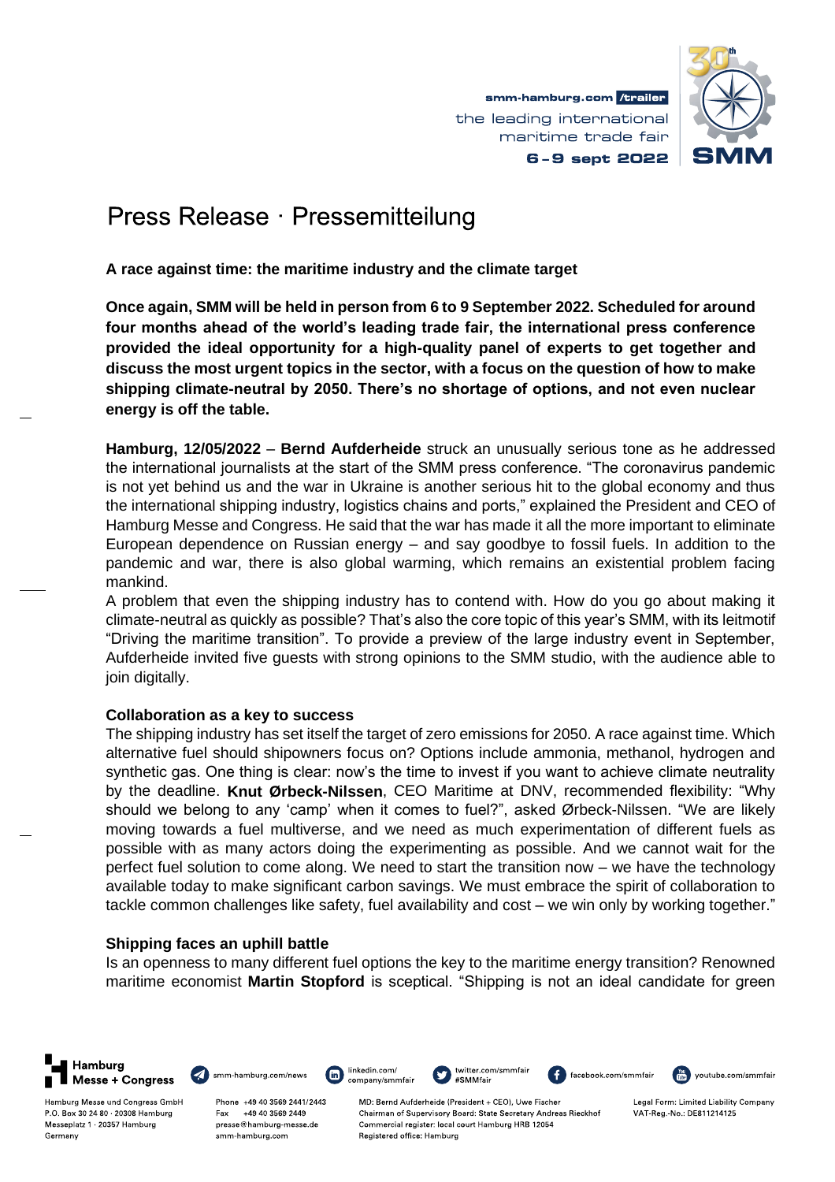# Press Release · Pressemitteilung

**A race against time: the maritime industry and the climate target**

**Once again, SMM will be held in person from 6 to 9 September 2022. Scheduled for around four months ahead of the world's leading trade fair, the international press conference provided the ideal opportunity for a high-quality panel of experts to get together and discuss the most urgent topics in the sector, with a focus on the question of how to make shipping climate-neutral by 2050. There's no shortage of options, and not even nuclear energy is off the table.**

**Hamburg, 12/05/2022** – **Bernd Aufderheide** struck an unusually serious tone as he addressed the international journalists at the start of the SMM press conference. "The coronavirus pandemic is not yet behind us and the war in Ukraine is another serious hit to the global economy and thus the international shipping industry, logistics chains and ports," explained the President and CEO of Hamburg Messe and Congress. He said that the war has made it all the more important to eliminate European dependence on Russian energy – and say goodbye to fossil fuels. In addition to the pandemic and war, there is also global warming, which remains an existential problem facing mankind.

A problem that even the shipping industry has to contend with. How do you go about making it climate-neutral as quickly as possible? That's also the core topic of this year's SMM, with its leitmotif "Driving the maritime transition". To provide a preview of the large industry event in September, Aufderheide invited five guests with strong opinions to the SMM studio, with the audience able to join digitally.

**Collaboration as a key to success**

The shipping industry has set itself the target of zero emissions for 2050. A race against time. Which alternative fuel should shipowners focus on? Options include ammonia, methanol, hydrogen and synthetic gas. One thing is clear: now's the time to invest if you want to achieve climate neutrality by the deadline. **Knut Ørbeck-Nilssen**, CEO Maritime at DNV, recommended flexibility: "Why should we belong to any 'camp' when it comes to fuel?", asked Ørbeck-Nilssen. "We are likely moving towards a fuel multiverse, and we need as much experimentation of different fuels as possible with as many actors doing the experimenting as possible. And we cannot wait for the perfect fuel solution to come along. We need to start the transition now – we have the technology available today to make significant carbon savings. We must embrace the spirit of collaboration to tackle common challenges like safety, fuel availability and cost – we win only by working together."

**Shipping faces an uphill battle**

Is an openness to many different fuel options the key to the maritime energy transition? Renowned maritime economist **Martin Stopford** is sceptical. "Shipping is not an ideal candidate for green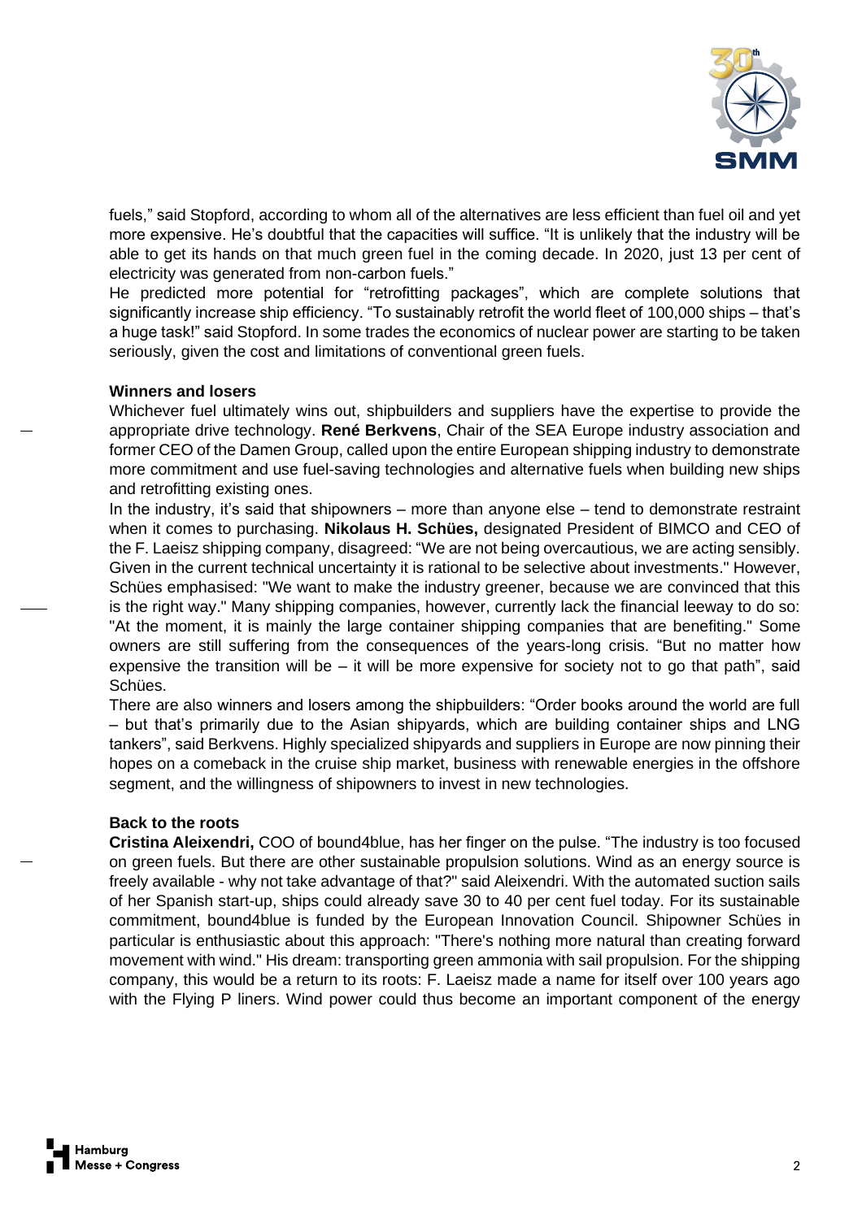fuels," said Stopford, according to whom all of the alternatives are less efficient than fuel oil and yet more expensive. He's doubtful that the capacities will suffice. "It is unlikely that the industry will be able to get its hands on that much green fuel in the coming decade. In 2020, just 13 per cent of electricity was generated from non-carbon fuels."

He predicted more potential for "retrofitting packages", which are complete solutions that significantly increase ship efficiency. "To sustainably retrofit the world fleet of 100,000 ships – that's a huge task!" said Stopford. In some trades the economics of nuclear power are starting to be taken seriously, given the cost and limitations of conventional green fuels.

**Winners and losers**

Whichever fuel ultimately wins out, shipbuilders and suppliers have the expertise to provide the appropriate drive technology. **René Berkvens**, Chair of the SEA Europe industry association and former CEO of the Damen Group, called upon the entire European shipping industry to demonstrate more commitment and use fuel-saving technologies and alternative fuels when building new ships and retrofitting existing ones.

In the industry, it's said that shipowners – more than anyone else – tend to demonstrate restraint when it comes to purchasing. **Nikolaus H. Schües,** designated President of BIMCO and CEO of the F. Laeisz shipping company, disagreed: "We are not being overcautious, we are acting sensibly. Given in the current technical uncertainty it is rational to be selective about investments." However, Schües emphasised: "We want to make the industry greener, because we are convinced that this is the right way." Many shipping companies, however, currently lack the financial leeway to do so: "At the moment, it is mainly the large container shipping companies that are benefiting." Some owners are still suffering from the consequences of the years-long crisis. "But no matter how expensive the transition will be – it will be more expensive for society not to go that path", said Schües.

There are also winners and losers among the shipbuilders: "Order books around the world are full – but that's primarily due to the Asian shipyards, which are building container ships and LNG tankers", said Berkvens. Highly specialized shipyards and suppliers in Europe are now pinning their hopes on a comeback in the cruise ship market, business with renewable energies in the offshore segment, and the willingness of shipowners to invest in new technologies.

**Back to the roots**

**Cristina Aleixendri,** COO of bound4blue, has her finger on the pulse. "The industry is too focused on green fuels. But there are other sustainable propulsion solutions. Wind as an energy source is freely available - why not take advantage of that?" said Aleixendri. With the automated suction sails of her Spanish start-up, ships could already save 30 to 40 per cent fuel today. For its sustainable commitment, bound4blue is funded by the European Innovation Council. Shipowner Schües in particular is enthusiastic about this approach: "There's nothing more natural than creating forward movement with wind." His dream: transporting green ammonia with sail propulsion. For the shipping company, this would be a return to its roots: F. Laeisz made a name for itself over 100 years ago with the Flying P liners. Wind power could thus become an important component of the energy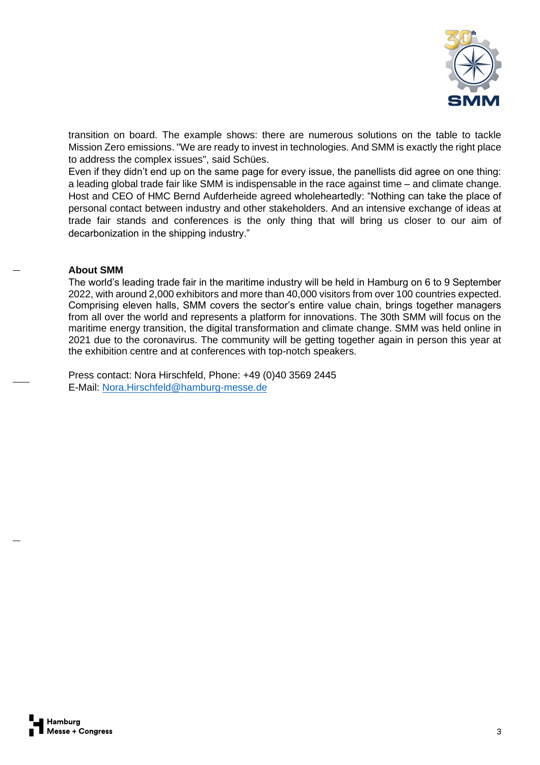transition on board. The example shows: there are numerous solutions on the table to tackle Mission Zero emissions. "We are ready to invest in technologies. And SMM is exactly the right place to address the complex issues", said Schües.
Even if they didn't end up on the same page for every issue, the panellists did agree on one thing: a leading global trade fair like SMM is indispensable in the race against time – and climate change. Host and CEO of HMC Bernd Aufderheide agreed wholeheartedly: "Nothing can take the place of personal contact between industry and other stakeholders. And an intensive exchange of ideas at trade fair stands and conferences is the only thing that will bring us closer to our aim of decarbonization in the shipping industry."

**About SMM**
The world's leading trade fair in the maritime industry will be held in Hamburg on 6 to 9 September 2022, with around 2,000 exhibitors and more than 40,000 visitors from over 100 countries expected. Comprising eleven halls, SMM covers the sector's entire value chain, brings together managers from all over the world and represents a platform for innovations. The 30th SMM will focus on the maritime energy transition, the digital transformation and climate change. SMM was held online in 2021 due to the coronavirus. The community will be getting together again in person this year at the exhibition centre and at conferences with top-notch speakers.

Press contact: Nora Hirschfeld, Phone: +49 (0)40 3569 2445
E-Mail: Nora.Hirschfeld@hamburg-messe.de